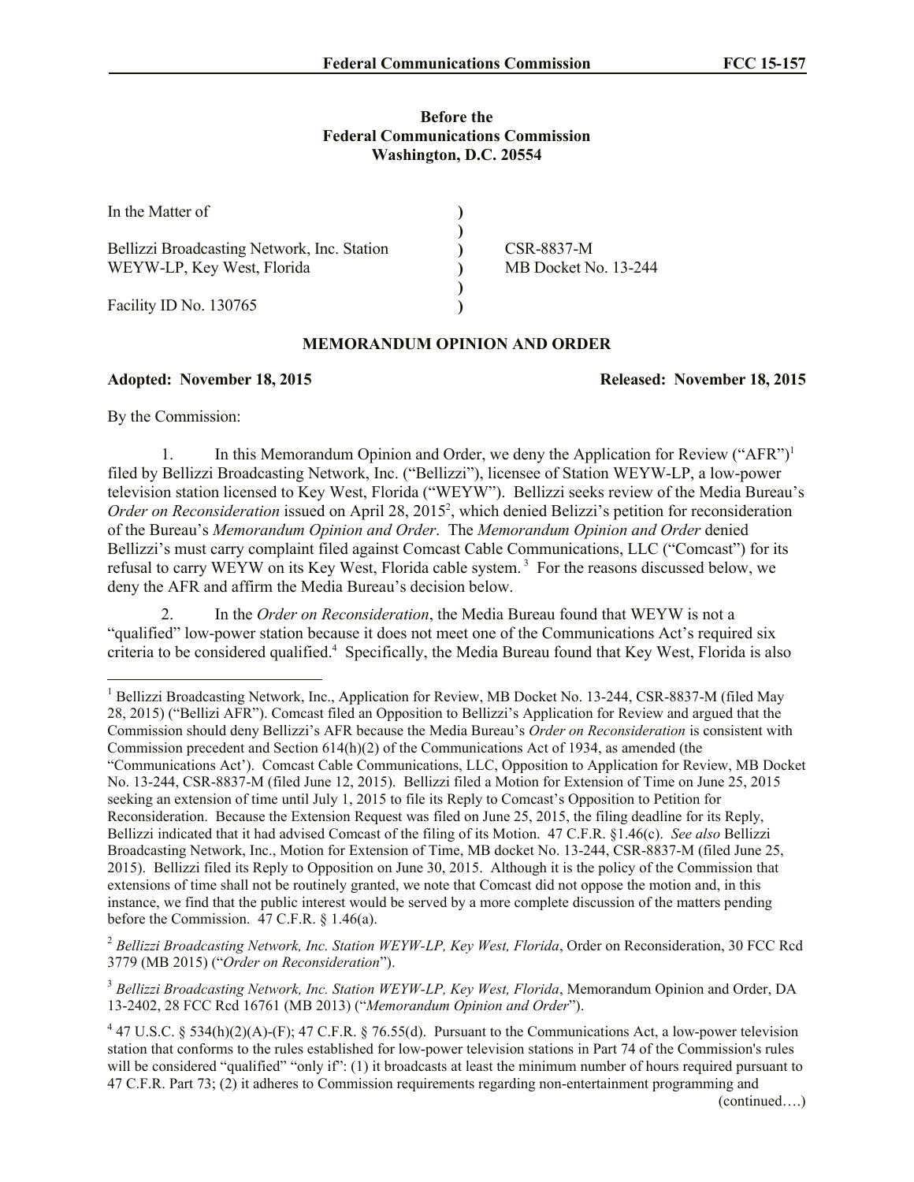**Before the**
**Federal Communications Commission**
**Washington, D.C. 20554**

| | | |
|---|---|---|
| In the Matter of | ) | |
| | ) | |
| Bellizzi Broadcasting Network, Inc. Station | ) | CSR-8837-M |
| WEYW-LP, Key West, Florida | ) | MB Docket No. 13-244 |
| | ) | |
| Facility ID No. 130765 | ) | |

## MEMORANDUM OPINION AND ORDER

**Adopted: November 18, 2015** **Released: November 18, 2015**

By the Commission:

1. In this Memorandum Opinion and Order, we deny the Application for Review ("AFR")[1] filed by Bellizzi Broadcasting Network, Inc. ("Bellizzi"), licensee of Station WEYW-LP, a low-power television station licensed to Key West, Florida ("WEYW"). Bellizzi seeks review of the Media Bureau's *Order on Reconsideration* issued on April 28, 2015[2], which denied Belizzi's petition for reconsideration of the Bureau's *Memorandum Opinion and Order*. The *Memorandum Opinion and Order* denied Bellizzi's must carry complaint filed against Comcast Cable Communications, LLC ("Comcast") for its refusal to carry WEYW on its Key West, Florida cable system.[3] For the reasons discussed below, we deny the AFR and affirm the Media Bureau's decision below.

2. In the *Order on Reconsideration*, the Media Bureau found that WEYW is not a "qualified" low-power station because it does not meet one of the Communications Act's required six criteria to be considered qualified.[4] Specifically, the Media Bureau found that Key West, Florida is also

---

[1] Bellizzi Broadcasting Network, Inc., Application for Review, MB Docket No. 13-244, CSR-8837-M (filed May 28, 2015) ("Bellizi AFR"). Comcast filed an Opposition to Bellizzi's Application for Review and argued that the Commission should deny Bellizzi's AFR because the Media Bureau's *Order on Reconsideration* is consistent with Commission precedent and Section 614(h)(2) of the Communications Act of 1934, as amended (the "Communications Act'). Comcast Cable Communications, LLC, Opposition to Application for Review, MB Docket No. 13-244, CSR-8837-M (filed June 12, 2015). Bellizzi filed a Motion for Extension of Time on June 25, 2015 seeking an extension of time until July 1, 2015 to file its Reply to Comcast's Opposition to Petition for Reconsideration. Because the Extension Request was filed on June 25, 2015, the filing deadline for its Reply, Bellizzi indicated that it had advised Comcast of the filing of its Motion. 47 C.F.R. §1.46(c). *See also* Bellizzi Broadcasting Network, Inc., Motion for Extension of Time, MB docket No. 13-244, CSR-8837-M (filed June 25, 2015). Bellizzi filed its Reply to Opposition on June 30, 2015. Although it is the policy of the Commission that extensions of time shall not be routinely granted, we note that Comcast did not oppose the motion and, in this instance, we find that the public interest would be served by a more complete discussion of the matters pending before the Commission. 47 C.F.R. § 1.46(a).

[2] *Bellizzi Broadcasting Network, Inc. Station WEYW-LP, Key West, Florida*, Order on Reconsideration, 30 FCC Rcd 3779 (MB 2015) ("*Order on Reconsideration*").

[3] *Bellizzi Broadcasting Network, Inc. Station WEYW-LP, Key West, Florida*, Memorandum Opinion and Order, DA 13-2402, 28 FCC Rcd 16761 (MB 2013) ("*Memorandum Opinion and Order*").

[4] 47 U.S.C. § 534(h)(2)(A)-(F); 47 C.F.R. § 76.55(d). Pursuant to the Communications Act, a low-power television station that conforms to the rules established for low-power television stations in Part 74 of the Commission's rules will be considered "qualified" "only if": (1) it broadcasts at least the minimum number of hours required pursuant to 47 C.F.R. Part 73; (2) it adheres to Commission requirements regarding non-entertainment programming and

(continued….)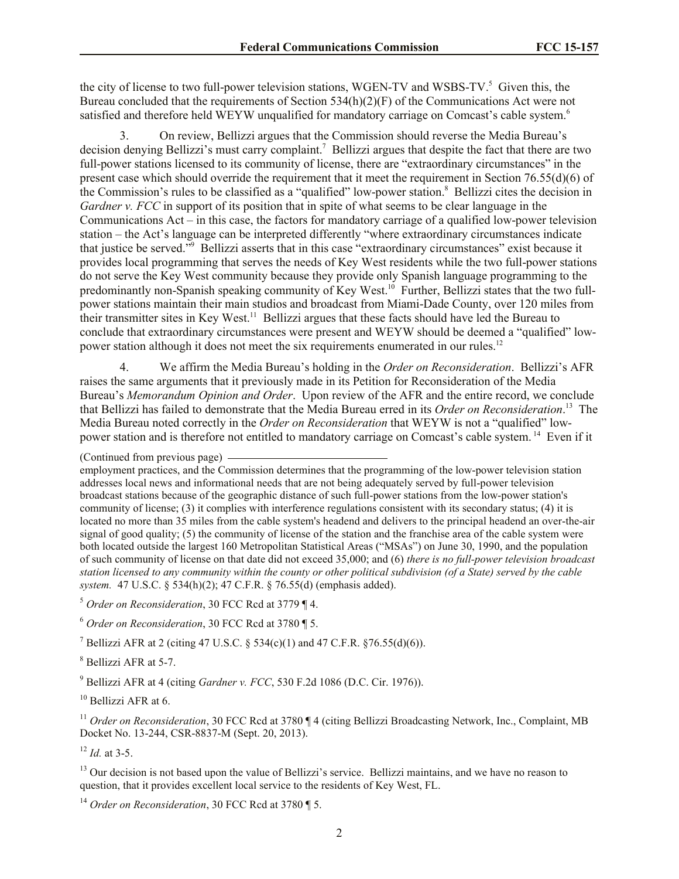the city of license to two full-power television stations, WGEN-TV and WSBS-TV.[5] Given this, the Bureau concluded that the requirements of Section 534(h)(2)(F) of the Communications Act were not satisfied and therefore held WEYW unqualified for mandatory carriage on Comcast's cable system.[6]

3. On review, Bellizzi argues that the Commission should reverse the Media Bureau's decision denying Bellizzi's must carry complaint.[7] Bellizzi argues that despite the fact that there are two full-power stations licensed to its community of license, there are "extraordinary circumstances" in the present case which should override the requirement that it meet the requirement in Section 76.55(d)(6) of the Commission's rules to be classified as a "qualified" low-power station.[8] Bellizzi cites the decision in *Gardner v. FCC* in support of its position that in spite of what seems to be clear language in the Communications Act – in this case, the factors for mandatory carriage of a qualified low-power television station – the Act's language can be interpreted differently "where extraordinary circumstances indicate that justice be served."[9] Bellizzi asserts that in this case "extraordinary circumstances" exist because it provides local programming that serves the needs of Key West residents while the two full-power stations do not serve the Key West community because they provide only Spanish language programming to the predominantly non-Spanish speaking community of Key West.[10] Further, Bellizzi states that the two full-power stations maintain their main studios and broadcast from Miami-Dade County, over 120 miles from their transmitter sites in Key West.[11] Bellizzi argues that these facts should have led the Bureau to conclude that extraordinary circumstances were present and WEYW should be deemed a "qualified" low-power station although it does not meet the six requirements enumerated in our rules.[12]

4. We affirm the Media Bureau's holding in the *Order on Reconsideration*. Bellizzi's AFR raises the same arguments that it previously made in its Petition for Reconsideration of the Media Bureau's *Memorandum Opinion and Order*. Upon review of the AFR and the entire record, we conclude that Bellizzi has failed to demonstrate that the Media Bureau erred in its *Order on Reconsideration*.[13] The Media Bureau noted correctly in the *Order on Reconsideration* that WEYW is not a "qualified" low-power station and is therefore not entitled to mandatory carriage on Comcast's cable system.[14] Even if it

(Continued from previous page)

employment practices, and the Commission determines that the programming of the low-power television station addresses local news and informational needs that are not being adequately served by full-power television broadcast stations because of the geographic distance of such full-power stations from the low-power station's community of license; (3) it complies with interference regulations consistent with its secondary status; (4) it is located no more than 35 miles from the cable system's headend and delivers to the principal headend an over-the-air signal of good quality; (5) the community of license of the station and the franchise area of the cable system were both located outside the largest 160 Metropolitan Statistical Areas ("MSAs") on June 30, 1990, and the population of such community of license on that date did not exceed 35,000; and (6) *there is no full-power television broadcast station licensed to any community within the county or other political subdivision (of a State) served by the cable system.* 47 U.S.C. § 534(h)(2); 47 C.F.R. § 76.55(d) (emphasis added).

[5] *Order on Reconsideration*, 30 FCC Rcd at 3779 ¶ 4.

[6] *Order on Reconsideration*, 30 FCC Rcd at 3780 ¶ 5.

[7] Bellizzi AFR at 2 (citing 47 U.S.C. § 534(c)(1) and 47 C.F.R. §76.55(d)(6)).

[8] Bellizzi AFR at 5-7.

[9] Bellizzi AFR at 4 (citing *Gardner v. FCC*, 530 F.2d 1086 (D.C. Cir. 1976)).

[10] Bellizzi AFR at 6.

[11] *Order on Reconsideration*, 30 FCC Rcd at 3780 ¶ 4 (citing Bellizzi Broadcasting Network, Inc., Complaint, MB Docket No. 13-244, CSR-8837-M (Sept. 20, 2013).

[12] *Id.* at 3-5.

[13] Our decision is not based upon the value of Bellizzi's service. Bellizzi maintains, and we have no reason to question, that it provides excellent local service to the residents of Key West, FL.

[14] *Order on Reconsideration*, 30 FCC Rcd at 3780 ¶ 5.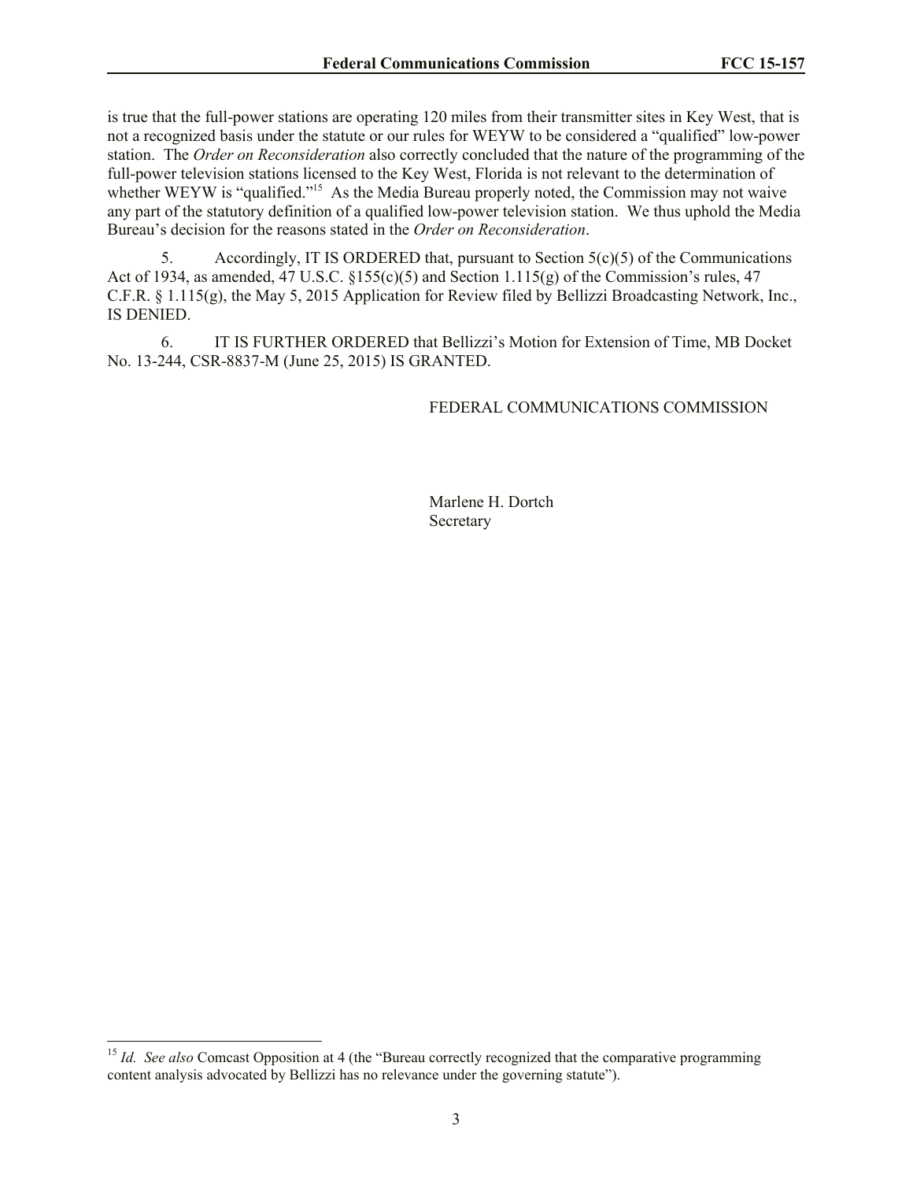is true that the full-power stations are operating 120 miles from their transmitter sites in Key West, that is not a recognized basis under the statute or our rules for WEYW to be considered a "qualified" low-power station. The *Order on Reconsideration* also correctly concluded that the nature of the programming of the full-power television stations licensed to the Key West, Florida is not relevant to the determination of whether WEYW is "qualified."[15] As the Media Bureau properly noted, the Commission may not waive any part of the statutory definition of a qualified low-power television station. We thus uphold the Media Bureau's decision for the reasons stated in the *Order on Reconsideration*.

5. Accordingly, IT IS ORDERED that, pursuant to Section 5(c)(5) of the Communications Act of 1934, as amended, 47 U.S.C. §155(c)(5) and Section 1.115(g) of the Commission's rules, 47 C.F.R. § 1.115(g), the May 5, 2015 Application for Review filed by Bellizzi Broadcasting Network, Inc., IS DENIED.

6. IT IS FURTHER ORDERED that Bellizzi's Motion for Extension of Time, MB Docket No. 13-244, CSR-8837-M (June 25, 2015) IS GRANTED.

FEDERAL COMMUNICATIONS COMMISSION

Marlene H. Dortch
Secretary

---

[15] *Id. See also* Comcast Opposition at 4 (the "Bureau correctly recognized that the comparative programming content analysis advocated by Bellizzi has no relevance under the governing statute").